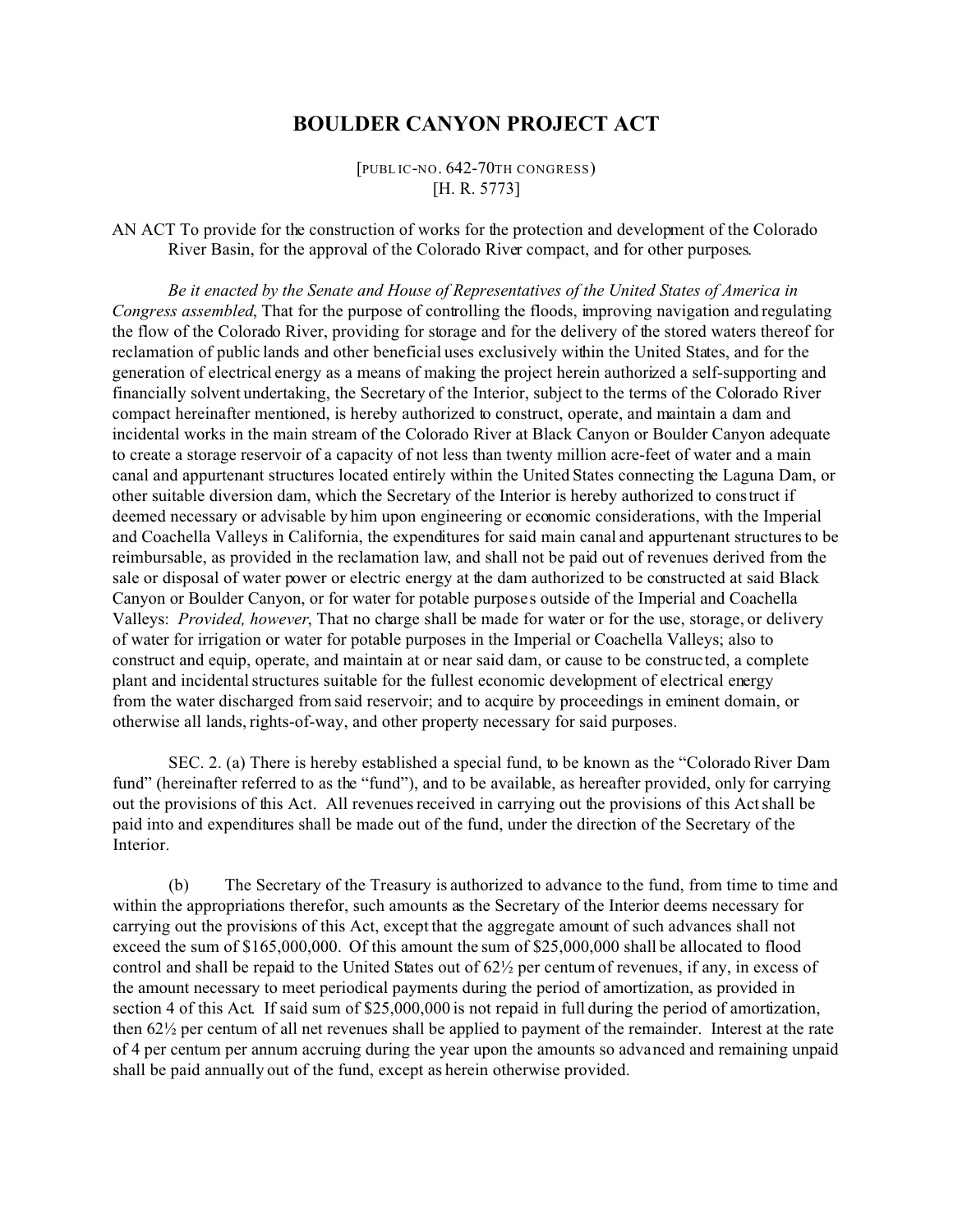# BOULDER CANYON PROJECT ACT

[PUBLIC-NO. 642-70TH CONGRESS)
[H. R. 5773]

AN ACT To provide for the construction of works for the protection and development of the Colorado River Basin, for the approval of the Colorado River compact, and for other purposes.

*Be it enacted by the Senate and House of Representatives of the United States of America in Congress assembled*, That for the purpose of controlling the floods, improving navigation and regulating the flow of the Colorado River, providing for storage and for the delivery of the stored waters thereof for reclamation of public lands and other beneficial uses exclusively within the United States, and for the generation of electrical energy as a means of making the project herein authorized a self-supporting and financially solvent undertaking, the Secretary of the Interior, subject to the terms of the Colorado River compact hereinafter mentioned, is hereby authorized to construct, operate, and maintain a dam and incidental works in the main stream of the Colorado River at Black Canyon or Boulder Canyon adequate to create a storage reservoir of a capacity of not less than twenty million acre-feet of water and a main canal and appurtenant structures located entirely within the United States connecting the Laguna Dam, or other suitable diversion dam, which the Secretary of the Interior is hereby authorized to construct if deemed necessary or advisable by him upon engineering or economic considerations, with the Imperial and Coachella Valleys in California, the expenditures for said main canal and appurtenant structures to be reimbursable, as provided in the reclamation law, and shall not be paid out of revenues derived from the sale or disposal of water power or electric energy at the dam authorized to be constructed at said Black Canyon or Boulder Canyon, or for water for potable purposes outside of the Imperial and Coachella Valleys: *Provided, however*, That no charge shall be made for water or for the use, storage, or delivery of water for irrigation or water for potable purposes in the Imperial or Coachella Valleys; also to construct and equip, operate, and maintain at or near said dam, or cause to be constructed, a complete plant and incidental structures suitable for the fullest economic development of electrical energy from the water discharged from said reservoir; and to acquire by proceedings in eminent domain, or otherwise all lands, rights-of-way, and other property necessary for said purposes.

SEC. 2. (a) There is hereby established a special fund, to be known as the "Colorado River Dam fund" (hereinafter referred to as the "fund"), and to be available, as hereafter provided, only for carrying out the provisions of this Act. All revenues received in carrying out the provisions of this Act shall be paid into and expenditures shall be made out of the fund, under the direction of the Secretary of the Interior.

(b) The Secretary of the Treasury is authorized to advance to the fund, from time to time and within the appropriations therefor, such amounts as the Secretary of the Interior deems necessary for carrying out the provisions of this Act, except that the aggregate amount of such advances shall not exceed the sum of $165,000,000. Of this amount the sum of $25,000,000 shall be allocated to flood control and shall be repaid to the United States out of 62½ per centum of revenues, if any, in excess of the amount necessary to meet periodical payments during the period of amortization, as provided in section 4 of this Act. If said sum of $25,000,000 is not repaid in full during the period of amortization, then 62½ per centum of all net revenues shall be applied to payment of the remainder. Interest at the rate of 4 per centum per annum accruing during the year upon the amounts so advanced and remaining unpaid shall be paid annually out of the fund, except as herein otherwise provided.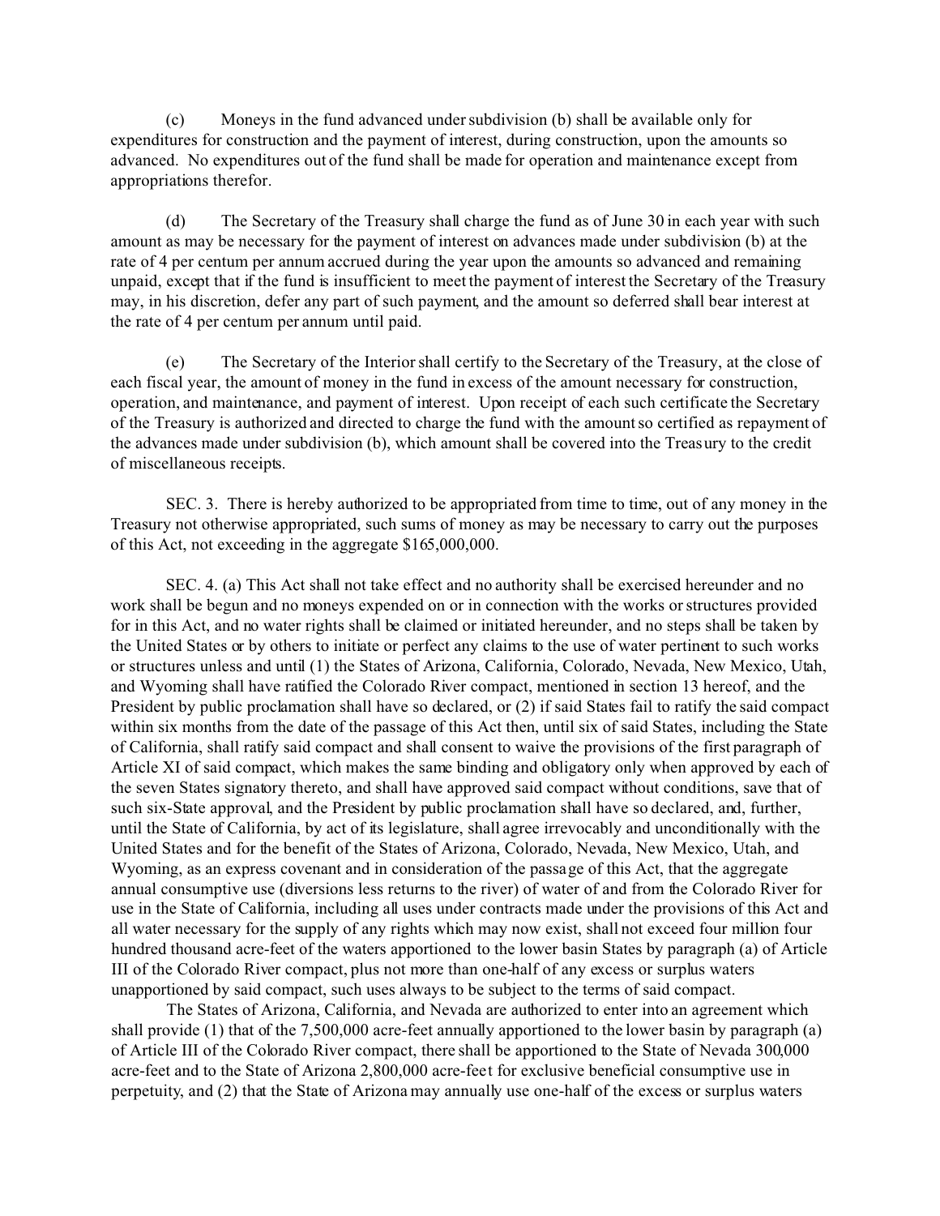(c) Moneys in the fund advanced under subdivision (b) shall be available only for expenditures for construction and the payment of interest, during construction, upon the amounts so advanced. No expenditures out of the fund shall be made for operation and maintenance except from appropriations therefor.

(d) The Secretary of the Treasury shall charge the fund as of June 30 in each year with such amount as may be necessary for the payment of interest on advances made under subdivision (b) at the rate of 4 per centum per annum accrued during the year upon the amounts so advanced and remaining unpaid, except that if the fund is insufficient to meet the payment of interest the Secretary of the Treasury may, in his discretion, defer any part of such payment, and the amount so deferred shall bear interest at the rate of 4 per centum per annum until paid.

(e) The Secretary of the Interior shall certify to the Secretary of the Treasury, at the close of each fiscal year, the amount of money in the fund in excess of the amount necessary for construction, operation, and maintenance, and payment of interest. Upon receipt of each such certificate the Secretary of the Treasury is authorized and directed to charge the fund with the amount so certified as repayment of the advances made under subdivision (b), which amount shall be covered into the Treasury to the credit of miscellaneous receipts.

SEC. 3. There is hereby authorized to be appropriated from time to time, out of any money in the Treasury not otherwise appropriated, such sums of money as may be necessary to carry out the purposes of this Act, not exceeding in the aggregate $165,000,000.

SEC. 4. (a) This Act shall not take effect and no authority shall be exercised hereunder and no work shall be begun and no moneys expended on or in connection with the works or structures provided for in this Act, and no water rights shall be claimed or initiated hereunder, and no steps shall be taken by the United States or by others to initiate or perfect any claims to the use of water pertinent to such works or structures unless and until (1) the States of Arizona, California, Colorado, Nevada, New Mexico, Utah, and Wyoming shall have ratified the Colorado River compact, mentioned in section 13 hereof, and the President by public proclamation shall have so declared, or (2) if said States fail to ratify the said compact within six months from the date of the passage of this Act then, until six of said States, including the State of California, shall ratify said compact and shall consent to waive the provisions of the first paragraph of Article XI of said compact, which makes the same binding and obligatory only when approved by each of the seven States signatory thereto, and shall have approved said compact without conditions, save that of such six-State approval, and the President by public proclamation shall have so declared, and, further, until the State of California, by act of its legislature, shall agree irrevocably and unconditionally with the United States and for the benefit of the States of Arizona, Colorado, Nevada, New Mexico, Utah, and Wyoming, as an express covenant and in consideration of the passage of this Act, that the aggregate annual consumptive use (diversions less returns to the river) of water of and from the Colorado River for use in the State of California, including all uses under contracts made under the provisions of this Act and all water necessary for the supply of any rights which may now exist, shall not exceed four million four hundred thousand acre-feet of the waters apportioned to the lower basin States by paragraph (a) of Article III of the Colorado River compact, plus not more than one-half of any excess or surplus waters unapportioned by said compact, such uses always to be subject to the terms of said compact.

The States of Arizona, California, and Nevada are authorized to enter into an agreement which shall provide (1) that of the 7,500,000 acre-feet annually apportioned to the lower basin by paragraph (a) of Article III of the Colorado River compact, there shall be apportioned to the State of Nevada 300,000 acre-feet and to the State of Arizona 2,800,000 acre-feet for exclusive beneficial consumptive use in perpetuity, and (2) that the State of Arizona may annually use one-half of the excess or surplus waters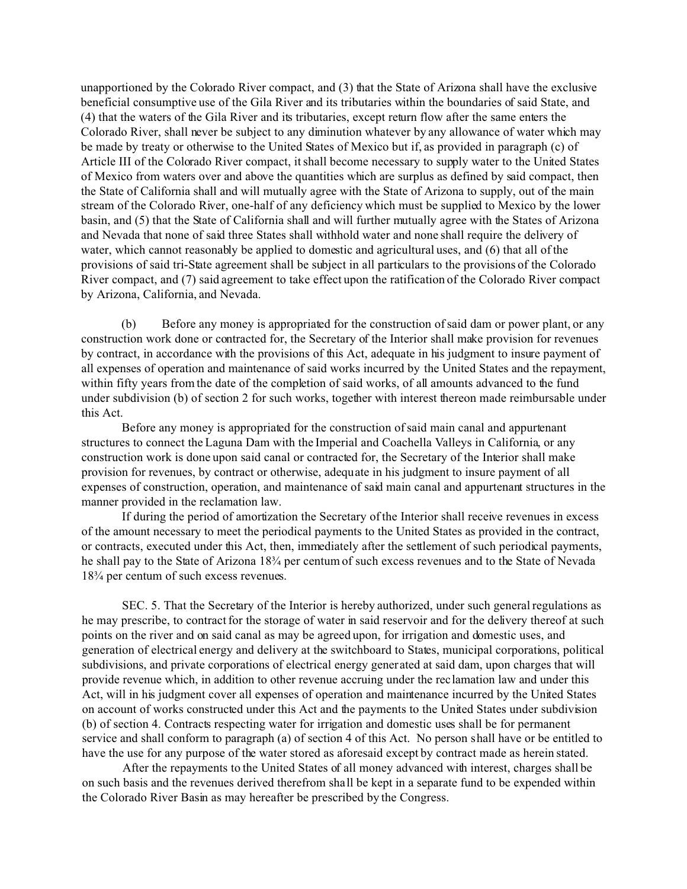unapportioned by the Colorado River compact, and (3) that the State of Arizona shall have the exclusive beneficial consumptive use of the Gila River and its tributaries within the boundaries of said State, and (4) that the waters of the Gila River and its tributaries, except return flow after the same enters the Colorado River, shall never be subject to any diminution whatever by any allowance of water which may be made by treaty or otherwise to the United States of Mexico but if, as provided in paragraph (c) of Article III of the Colorado River compact, it shall become necessary to supply water to the United States of Mexico from waters over and above the quantities which are surplus as defined by said compact, then the State of California shall and will mutually agree with the State of Arizona to supply, out of the main stream of the Colorado River, one-half of any deficiency which must be supplied to Mexico by the lower basin, and (5) that the State of California shall and will further mutually agree with the States of Arizona and Nevada that none of said three States shall withhold water and none shall require the delivery of water, which cannot reasonably be applied to domestic and agricultural uses, and (6) that all of the provisions of said tri-State agreement shall be subject in all particulars to the provisions of the Colorado River compact, and (7) said agreement to take effect upon the ratification of the Colorado River compact by Arizona, California, and Nevada.

(b) Before any money is appropriated for the construction of said dam or power plant, or any construction work done or contracted for, the Secretary of the Interior shall make provision for revenues by contract, in accordance with the provisions of this Act, adequate in his judgment to insure payment of all expenses of operation and maintenance of said works incurred by the United States and the repayment, within fifty years from the date of the completion of said works, of all amounts advanced to the fund under subdivision (b) of section 2 for such works, together with interest thereon made reimbursable under this Act.

Before any money is appropriated for the construction of said main canal and appurtenant structures to connect the Laguna Dam with the Imperial and Coachella Valleys in California, or any construction work is done upon said canal or contracted for, the Secretary of the Interior shall make provision for revenues, by contract or otherwise, adequate in his judgment to insure payment of all expenses of construction, operation, and maintenance of said main canal and appurtenant structures in the manner provided in the reclamation law.

If during the period of amortization the Secretary of the Interior shall receive revenues in excess of the amount necessary to meet the periodical payments to the United States as provided in the contract, or contracts, executed under this Act, then, immediately after the settlement of such periodical payments, he shall pay to the State of Arizona 18¾ per centum of such excess revenues and to the State of Nevada 18¾ per centum of such excess revenues.

SEC. 5. That the Secretary of the Interior is hereby authorized, under such general regulations as he may prescribe, to contract for the storage of water in said reservoir and for the delivery thereof at such points on the river and on said canal as may be agreed upon, for irrigation and domestic uses, and generation of electrical energy and delivery at the switchboard to States, municipal corporations, political subdivisions, and private corporations of electrical energy generated at said dam, upon charges that will provide revenue which, in addition to other revenue accruing under the reclamation law and under this Act, will in his judgment cover all expenses of operation and maintenance incurred by the United States on account of works constructed under this Act and the payments to the United States under subdivision (b) of section 4. Contracts respecting water for irrigation and domestic uses shall be for permanent service and shall conform to paragraph (a) of section 4 of this Act. No person shall have or be entitled to have the use for any purpose of the water stored as aforesaid except by contract made as herein stated.

After the repayments to the United States of all money advanced with interest, charges shall be on such basis and the revenues derived therefrom shall be kept in a separate fund to be expended within the Colorado River Basin as may hereafter be prescribed by the Congress.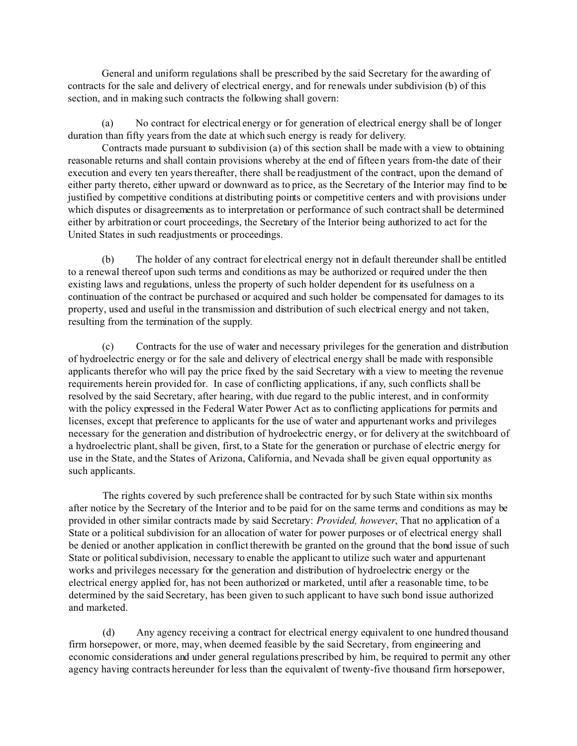General and uniform regulations shall be prescribed by the said Secretary for the awarding of contracts for the sale and delivery of electrical energy, and for renewals under subdivision (b) of this section, and in making such contracts the following shall govern:

(a) No contract for electrical energy or for generation of electrical energy shall be of longer duration than fifty years from the date at which such energy is ready for delivery.

Contracts made pursuant to subdivision (a) of this section shall be made with a view to obtaining reasonable returns and shall contain provisions whereby at the end of fifteen years from-the date of their execution and every ten years thereafter, there shall be readjustment of the contract, upon the demand of either party thereto, either upward or downward as to price, as the Secretary of the Interior may find to be justified by competitive conditions at distributing points or competitive centers and with provisions under which disputes or disagreements as to interpretation or performance of such contract shall be determined either by arbitration or court proceedings, the Secretary of the Interior being authorized to act for the United States in such readjustments or proceedings.

(b) The holder of any contract for electrical energy not in default thereunder shall be entitled to a renewal thereof upon such terms and conditions as may be authorized or required under the then existing laws and regulations, unless the property of such holder dependent for its usefulness on a continuation of the contract be purchased or acquired and such holder be compensated for damages to its property, used and useful in the transmission and distribution of such electrical energy and not taken, resulting from the termination of the supply.

(c) Contracts for the use of water and necessary privileges for the generation and distribution of hydroelectric energy or for the sale and delivery of electrical energy shall be made with responsible applicants therefor who will pay the price fixed by the said Secretary with a view to meeting the revenue requirements herein provided for. In case of conflicting applications, if any, such conflicts shall be resolved by the said Secretary, after hearing, with due regard to the public interest, and in conformity with the policy expressed in the Federal Water Power Act as to conflicting applications for permits and licenses, except that preference to applicants for the use of water and appurtenant works and privileges necessary for the generation and distribution of hydroelectric energy, or for delivery at the switchboard of a hydroelectric plant, shall be given, first, to a State for the generation or purchase of electric energy for use in the State, and the States of Arizona, California, and Nevada shall be given equal opportunity as such applicants.

The rights covered by such preference shall be contracted for by such State within six months after notice by the Secretary of the Interior and to be paid for on the same terms and conditions as may be provided in other similar contracts made by said Secretary: *Provided, however*, That no application of a State or a political subdivision for an allocation of water for power purposes or of electrical energy shall be denied or another application in conflict therewith be granted on the ground that the bond issue of such State or political subdivision, necessary to enable the applicant to utilize such water and appurtenant works and privileges necessary for the generation and distribution of hydroelectric energy or the electrical energy applied for, has not been authorized or marketed, until after a reasonable time, to be determined by the said Secretary, has been given to such applicant to have such bond issue authorized and marketed.

(d) Any agency receiving a contract for electrical energy equivalent to one hundred thousand firm horsepower, or more, may, when deemed feasible by the said Secretary, from engineering and economic considerations and under general regulations prescribed by him, be required to permit any other agency having contracts hereunder for less than the equivalent of twenty-five thousand firm horsepower,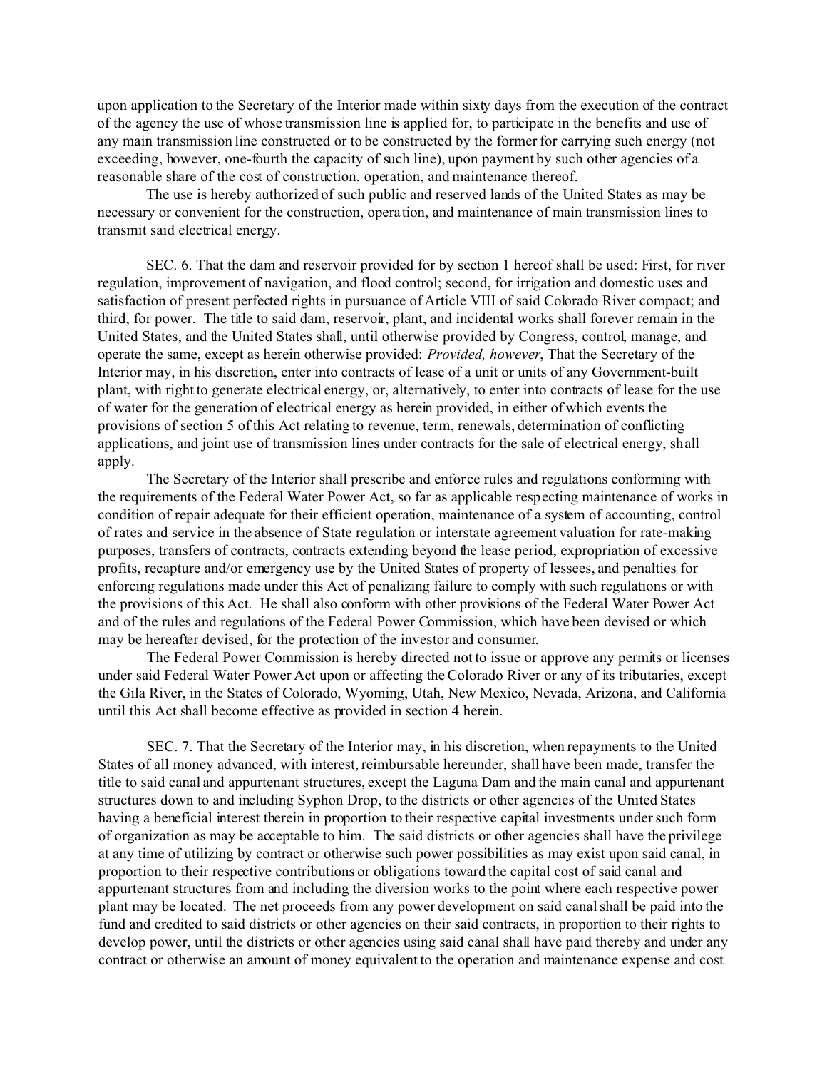upon application to the Secretary of the Interior made within sixty days from the execution of the contract of the agency the use of whose transmission line is applied for, to participate in the benefits and use of any main transmission line constructed or to be constructed by the former for carrying such energy (not exceeding, however, one-fourth the capacity of such line), upon payment by such other agencies of a reasonable share of the cost of construction, operation, and maintenance thereof.

The use is hereby authorized of such public and reserved lands of the United States as may be necessary or convenient for the construction, operation, and maintenance of main transmission lines to transmit said electrical energy.

SEC. 6. That the dam and reservoir provided for by section 1 hereof shall be used: First, for river regulation, improvement of navigation, and flood control; second, for irrigation and domestic uses and satisfaction of present perfected rights in pursuance of Article VIII of said Colorado River compact; and third, for power. The title to said dam, reservoir, plant, and incidental works shall forever remain in the United States, and the United States shall, until otherwise provided by Congress, control, manage, and operate the same, except as herein otherwise provided: *Provided, however*, That the Secretary of the Interior may, in his discretion, enter into contracts of lease of a unit or units of any Government-built plant, with right to generate electrical energy, or, alternatively, to enter into contracts of lease for the use of water for the generation of electrical energy as herein provided, in either of which events the provisions of section 5 of this Act relating to revenue, term, renewals, determination of conflicting applications, and joint use of transmission lines under contracts for the sale of electrical energy, shall apply.

The Secretary of the Interior shall prescribe and enforce rules and regulations conforming with the requirements of the Federal Water Power Act, so far as applicable respecting maintenance of works in condition of repair adequate for their efficient operation, maintenance of a system of accounting, control of rates and service in the absence of State regulation or interstate agreement valuation for rate-making purposes, transfers of contracts, contracts extending beyond the lease period, expropriation of excessive profits, recapture and/or emergency use by the United States of property of lessees, and penalties for enforcing regulations made under this Act of penalizing failure to comply with such regulations or with the provisions of this Act. He shall also conform with other provisions of the Federal Water Power Act and of the rules and regulations of the Federal Power Commission, which have been devised or which may be hereafter devised, for the protection of the investor and consumer.

The Federal Power Commission is hereby directed not to issue or approve any permits or licenses under said Federal Water Power Act upon or affecting the Colorado River or any of its tributaries, except the Gila River, in the States of Colorado, Wyoming, Utah, New Mexico, Nevada, Arizona, and California until this Act shall become effective as provided in section 4 herein.

SEC. 7. That the Secretary of the Interior may, in his discretion, when repayments to the United States of all money advanced, with interest, reimbursable hereunder, shall have been made, transfer the title to said canal and appurtenant structures, except the Laguna Dam and the main canal and appurtenant structures down to and including Syphon Drop, to the districts or other agencies of the United States having a beneficial interest therein in proportion to their respective capital investments under such form of organization as may be acceptable to him. The said districts or other agencies shall have the privilege at any time of utilizing by contract or otherwise such power possibilities as may exist upon said canal, in proportion to their respective contributions or obligations toward the capital cost of said canal and appurtenant structures from and including the diversion works to the point where each respective power plant may be located. The net proceeds from any power development on said canal shall be paid into the fund and credited to said districts or other agencies on their said contracts, in proportion to their rights to develop power, until the districts or other agencies using said canal shall have paid thereby and under any contract or otherwise an amount of money equivalent to the operation and maintenance expense and cost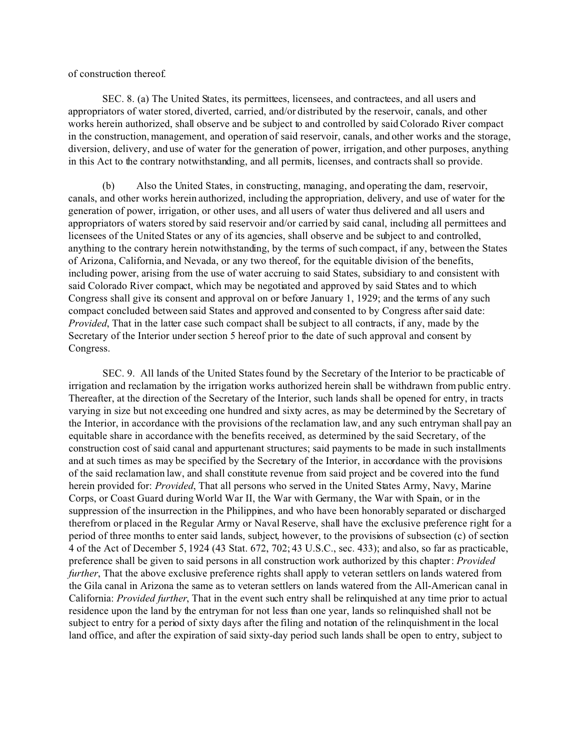of construction thereof.

SEC. 8. (a) The United States, its permittees, licensees, and contractees, and all users and appropriators of water stored, diverted, carried, and/or distributed by the reservoir, canals, and other works herein authorized, shall observe and be subject to and controlled by said Colorado River compact in the construction, management, and operation of said reservoir, canals, and other works and the storage, diversion, delivery, and use of water for the generation of power, irrigation, and other purposes, anything in this Act to the contrary notwithstanding, and all permits, licenses, and contracts shall so provide.

(b) Also the United States, in constructing, managing, and operating the dam, reservoir, canals, and other works herein authorized, including the appropriation, delivery, and use of water for the generation of power, irrigation, or other uses, and all users of water thus delivered and all users and appropriators of waters stored by said reservoir and/or carried by said canal, including all permittees and licensees of the United States or any of its agencies, shall observe and be subject to and controlled, anything to the contrary herein notwithstanding, by the terms of such compact, if any, between the States of Arizona, California, and Nevada, or any two thereof, for the equitable division of the benefits, including power, arising from the use of water accruing to said States, subsidiary to and consistent with said Colorado River compact, which may be negotiated and approved by said States and to which Congress shall give its consent and approval on or before January 1, 1929; and the terms of any such compact concluded between said States and approved and consented to by Congress after said date: *Provided*, That in the latter case such compact shall be subject to all contracts, if any, made by the Secretary of the Interior under section 5 hereof prior to the date of such approval and consent by Congress.

SEC. 9. All lands of the United States found by the Secretary of the Interior to be practicable of irrigation and reclamation by the irrigation works authorized herein shall be withdrawn from public entry. Thereafter, at the direction of the Secretary of the Interior, such lands shall be opened for entry, in tracts varying in size but not exceeding one hundred and sixty acres, as may be determined by the Secretary of the Interior, in accordance with the provisions of the reclamation law, and any such entryman shall pay an equitable share in accordance with the benefits received, as determined by the said Secretary, of the construction cost of said canal and appurtenant structures; said payments to be made in such installments and at such times as may be specified by the Secretary of the Interior, in accordance with the provisions of the said reclamation law, and shall constitute revenue from said project and be covered into the fund herein provided for: *Provided*, That all persons who served in the United States Army, Navy, Marine Corps, or Coast Guard during World War II, the War with Germany, the War with Spain, or in the suppression of the insurrection in the Philippines, and who have been honorably separated or discharged therefrom or placed in the Regular Army or Naval Reserve, shall have the exclusive preference right for a period of three months to enter said lands, subject, however, to the provisions of subsection (c) of section 4 of the Act of December 5, 1924 (43 Stat. 672, 702; 43 U.S.C., sec. 433); and also, so far as practicable, preference shall be given to said persons in all construction work authorized by this chapter: *Provided further*, That the above exclusive preference rights shall apply to veteran settlers on lands watered from the Gila canal in Arizona the same as to veteran settlers on lands watered from the All-American canal in California: *Provided further*, That in the event such entry shall be relinquished at any time prior to actual residence upon the land by the entryman for not less than one year, lands so relinquished shall not be subject to entry for a period of sixty days after the filing and notation of the relinquishment in the local land office, and after the expiration of said sixty-day period such lands shall be open to entry, subject to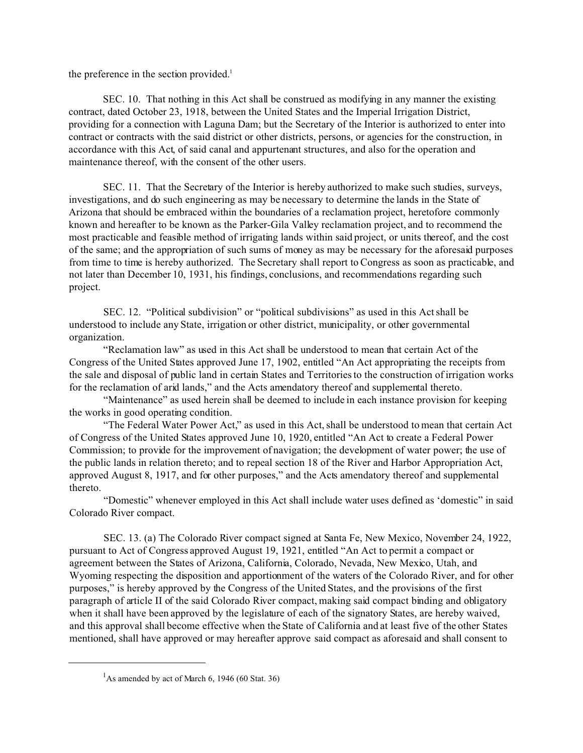the preference in the section provided.[1]

SEC. 10. That nothing in this Act shall be construed as modifying in any manner the existing contract, dated October 23, 1918, between the United States and the Imperial Irrigation District, providing for a connection with Laguna Dam; but the Secretary of the Interior is authorized to enter into contract or contracts with the said district or other districts, persons, or agencies for the construction, in accordance with this Act, of said canal and appurtenant structures, and also for the operation and maintenance thereof, with the consent of the other users.

SEC. 11. That the Secretary of the Interior is hereby authorized to make such studies, surveys, investigations, and do such engineering as may be necessary to determine the lands in the State of Arizona that should be embraced within the boundaries of a reclamation project, heretofore commonly known and hereafter to be known as the Parker-Gila Valley reclamation project, and to recommend the most practicable and feasible method of irrigating lands within said project, or units thereof, and the cost of the same; and the appropriation of such sums of money as may be necessary for the aforesaid purposes from time to time is hereby authorized. The Secretary shall report to Congress as soon as practicable, and not later than December 10, 1931, his findings, conclusions, and recommendations regarding such project.

SEC. 12. "Political subdivision" or "political subdivisions" as used in this Act shall be understood to include any State, irrigation or other district, municipality, or other governmental organization.

"Reclamation law" as used in this Act shall be understood to mean that certain Act of the Congress of the United States approved June 17, 1902, entitled "An Act appropriating the receipts from the sale and disposal of public land in certain States and Territories to the construction of irrigation works for the reclamation of arid lands," and the Acts amendatory thereof and supplemental thereto.

"Maintenance" as used herein shall be deemed to include in each instance provision for keeping the works in good operating condition.

"The Federal Water Power Act," as used in this Act, shall be understood to mean that certain Act of Congress of the United States approved June 10, 1920, entitled "An Act to create a Federal Power Commission; to provide for the improvement of navigation; the development of water power; the use of the public lands in relation thereto; and to repeal section 18 of the River and Harbor Appropriation Act, approved August 8, 1917, and for other purposes," and the Acts amendatory thereof and supplemental thereto.

"Domestic" whenever employed in this Act shall include water uses defined as 'domestic" in said Colorado River compact.

SEC. 13. (a) The Colorado River compact signed at Santa Fe, New Mexico, November 24, 1922, pursuant to Act of Congress approved August 19, 1921, entitled "An Act to permit a compact or agreement between the States of Arizona, California, Colorado, Nevada, New Mexico, Utah, and Wyoming respecting the disposition and apportionment of the waters of the Colorado River, and for other purposes," is hereby approved by the Congress of the United States, and the provisions of the first paragraph of article II of the said Colorado River compact, making said compact binding and obligatory when it shall have been approved by the legislature of each of the signatory States, are hereby waived, and this approval shall become effective when the State of California and at least five of the other States mentioned, shall have approved or may hereafter approve said compact as aforesaid and shall consent to

---

[1] As amended by act of March 6, 1946 (60 Stat. 36)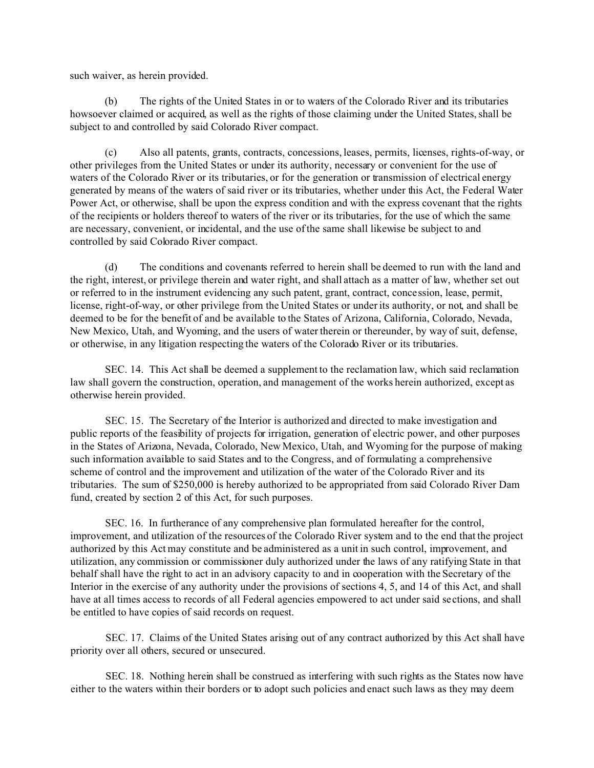such waiver, as herein provided.

(b) The rights of the United States in or to waters of the Colorado River and its tributaries howsoever claimed or acquired, as well as the rights of those claiming under the United States, shall be subject to and controlled by said Colorado River compact.

(c) Also all patents, grants, contracts, concessions, leases, permits, licenses, rights-of-way, or other privileges from the United States or under its authority, necessary or convenient for the use of waters of the Colorado River or its tributaries, or for the generation or transmission of electrical energy generated by means of the waters of said river or its tributaries, whether under this Act, the Federal Water Power Act, or otherwise, shall be upon the express condition and with the express covenant that the rights of the recipients or holders thereof to waters of the river or its tributaries, for the use of which the same are necessary, convenient, or incidental, and the use of the same shall likewise be subject to and controlled by said Colorado River compact.

(d) The conditions and covenants referred to herein shall be deemed to run with the land and the right, interest, or privilege therein and water right, and shall attach as a matter of law, whether set out or referred to in the instrument evidencing any such patent, grant, contract, concession, lease, permit, license, right-of-way, or other privilege from the United States or under its authority, or not, and shall be deemed to be for the benefit of and be available to the States of Arizona, California, Colorado, Nevada, New Mexico, Utah, and Wyoming, and the users of water therein or thereunder, by way of suit, defense, or otherwise, in any litigation respecting the waters of the Colorado River or its tributaries.

SEC. 14. This Act shall be deemed a supplement to the reclamation law, which said reclamation law shall govern the construction, operation, and management of the works herein authorized, except as otherwise herein provided.

SEC. 15. The Secretary of the Interior is authorized and directed to make investigation and public reports of the feasibility of projects for irrigation, generation of electric power, and other purposes in the States of Arizona, Nevada, Colorado, New Mexico, Utah, and Wyoming for the purpose of making such information available to said States and to the Congress, and of formulating a comprehensive scheme of control and the improvement and utilization of the water of the Colorado River and its tributaries. The sum of $250,000 is hereby authorized to be appropriated from said Colorado River Dam fund, created by section 2 of this Act, for such purposes.

SEC. 16. In furtherance of any comprehensive plan formulated hereafter for the control, improvement, and utilization of the resources of the Colorado River system and to the end that the project authorized by this Act may constitute and be administered as a unit in such control, improvement, and utilization, any commission or commissioner duly authorized under the laws of any ratifying State in that behalf shall have the right to act in an advisory capacity to and in cooperation with the Secretary of the Interior in the exercise of any authority under the provisions of sections 4, 5, and 14 of this Act, and shall have at all times access to records of all Federal agencies empowered to act under said sections, and shall be entitled to have copies of said records on request.

SEC. 17. Claims of the United States arising out of any contract authorized by this Act shall have priority over all others, secured or unsecured.

SEC. 18. Nothing herein shall be construed as interfering with such rights as the States now have either to the waters within their borders or to adopt such policies and enact such laws as they may deem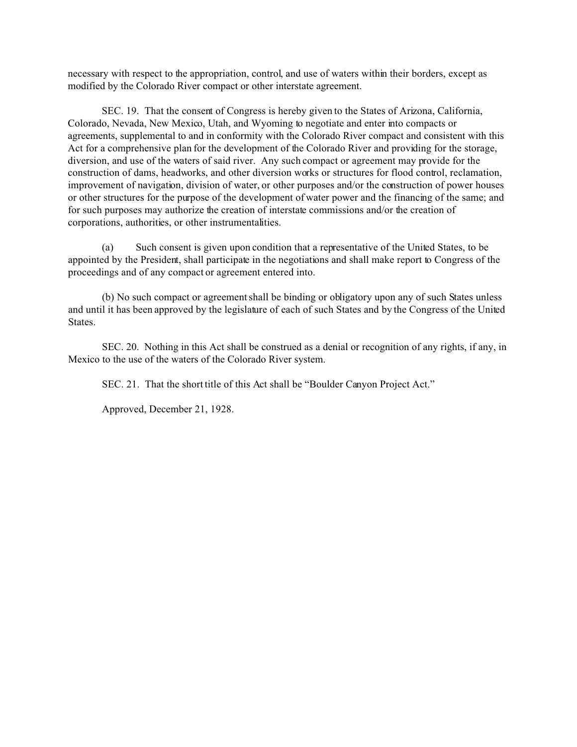necessary with respect to the appropriation, control, and use of waters within their borders, except as modified by the Colorado River compact or other interstate agreement.

SEC. 19. That the consent of Congress is hereby given to the States of Arizona, California, Colorado, Nevada, New Mexico, Utah, and Wyoming to negotiate and enter into compacts or agreements, supplemental to and in conformity with the Colorado River compact and consistent with this Act for a comprehensive plan for the development of the Colorado River and providing for the storage, diversion, and use of the waters of said river. Any such compact or agreement may provide for the construction of dams, headworks, and other diversion works or structures for flood control, reclamation, improvement of navigation, division of water, or other purposes and/or the construction of power houses or other structures for the purpose of the development of water power and the financing of the same; and for such purposes may authorize the creation of interstate commissions and/or the creation of corporations, authorities, or other instrumentalities.

(a) Such consent is given upon condition that a representative of the United States, to be appointed by the President, shall participate in the negotiations and shall make report to Congress of the proceedings and of any compact or agreement entered into.

(b) No such compact or agreement shall be binding or obligatory upon any of such States unless and until it has been approved by the legislature of each of such States and by the Congress of the United States.

SEC. 20. Nothing in this Act shall be construed as a denial or recognition of any rights, if any, in Mexico to the use of the waters of the Colorado River system.

SEC. 21. That the short title of this Act shall be "Boulder Canyon Project Act."

Approved, December 21, 1928.